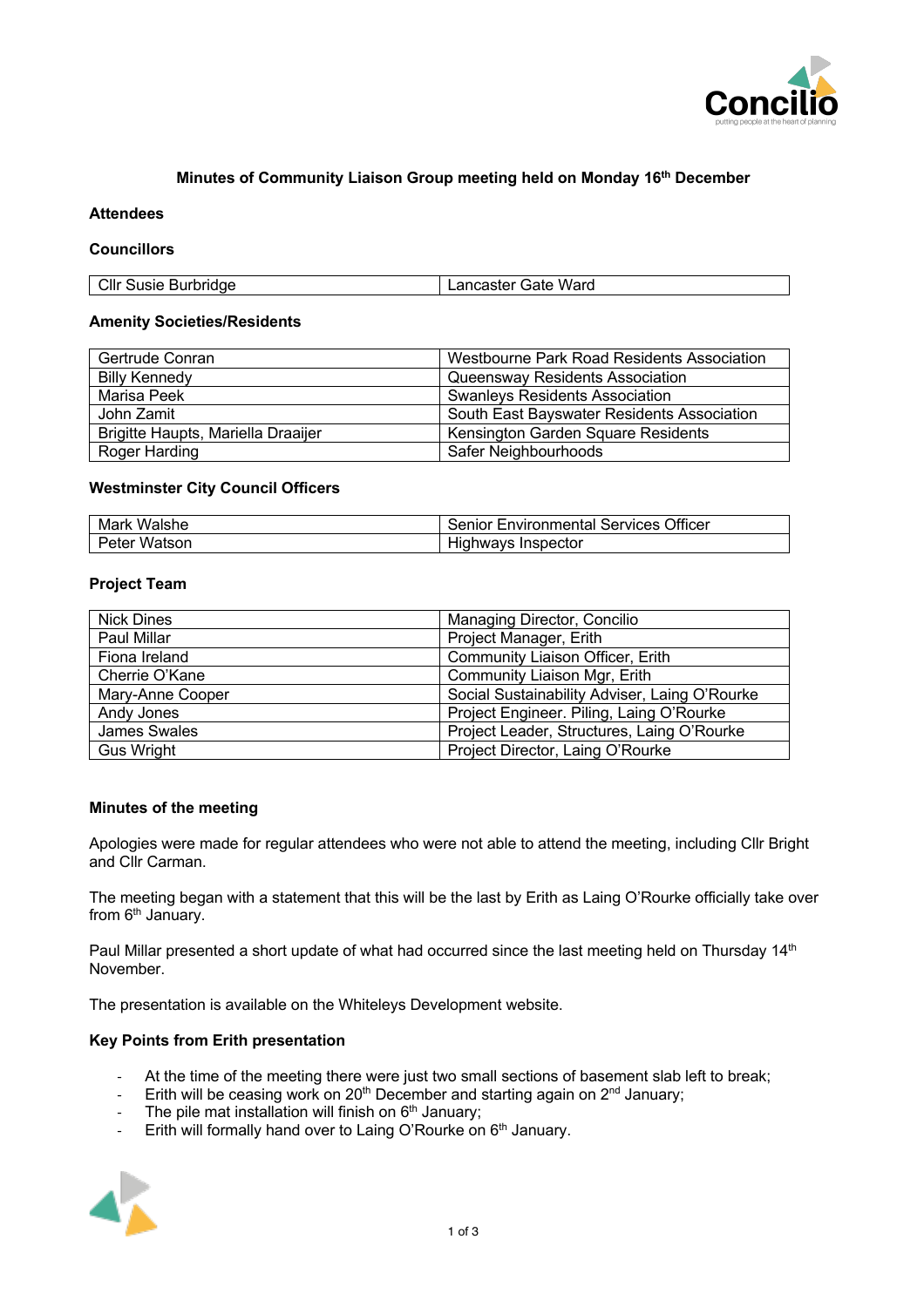**Minutes of Community Liaison Group meeting held on Monday 16th December**

**Attendees**

**Councillors**

| | |
|---|---|
| Cllr Susie Burbridge | Lancaster Gate Ward |

**Amenity Societies/Residents**

| | |
|---|---|
| Gertrude Conran | Westbourne Park Road Residents Association |
| Billy Kennedy | Queensway Residents Association |
| Marisa Peek | Swanleys Residents Association |
| John Zamit | South East Bayswater Residents Association |
| Brigitte Haupts, Mariella Draaijer | Kensington Garden Square Residents |
| Roger Harding | Safer Neighbourhoods |

**Westminster City Council Officers**

| | |
|---|---|
| Mark Walshe | Senior Environmental Services Officer |
| Peter Watson | Highways Inspector |

**Project Team**

| | |
|---|---|
| Nick Dines | Managing Director, Concilio |
| Paul Millar | Project Manager, Erith |
| Fiona Ireland | Community Liaison Officer, Erith |
| Cherrie O'Kane | Community Liaison Mgr, Erith |
| Mary-Anne Cooper | Social Sustainability Adviser, Laing O'Rourke |
| Andy Jones | Project Engineer. Piling, Laing O'Rourke |
| James Swales | Project Leader, Structures, Laing O'Rourke |
| Gus Wright | Project Director, Laing O'Rourke |

**Minutes of the meeting**

Apologies were made for regular attendees who were not able to attend the meeting, including Cllr Bright and Cllr Carman.

The meeting began with a statement that this will be the last by Erith as Laing O'Rourke officially take over from 6th January.

Paul Millar presented a short update of what had occurred since the last meeting held on Thursday 14th November.

The presentation is available on the Whiteleys Development website.

**Key Points from Erith presentation**

- At the time of the meeting there were just two small sections of basement slab left to break;
- Erith will be ceasing work on 20th December and starting again on 2nd January;
- The pile mat installation will finish on 6th January;
- Erith will formally hand over to Laing O'Rourke on 6th January.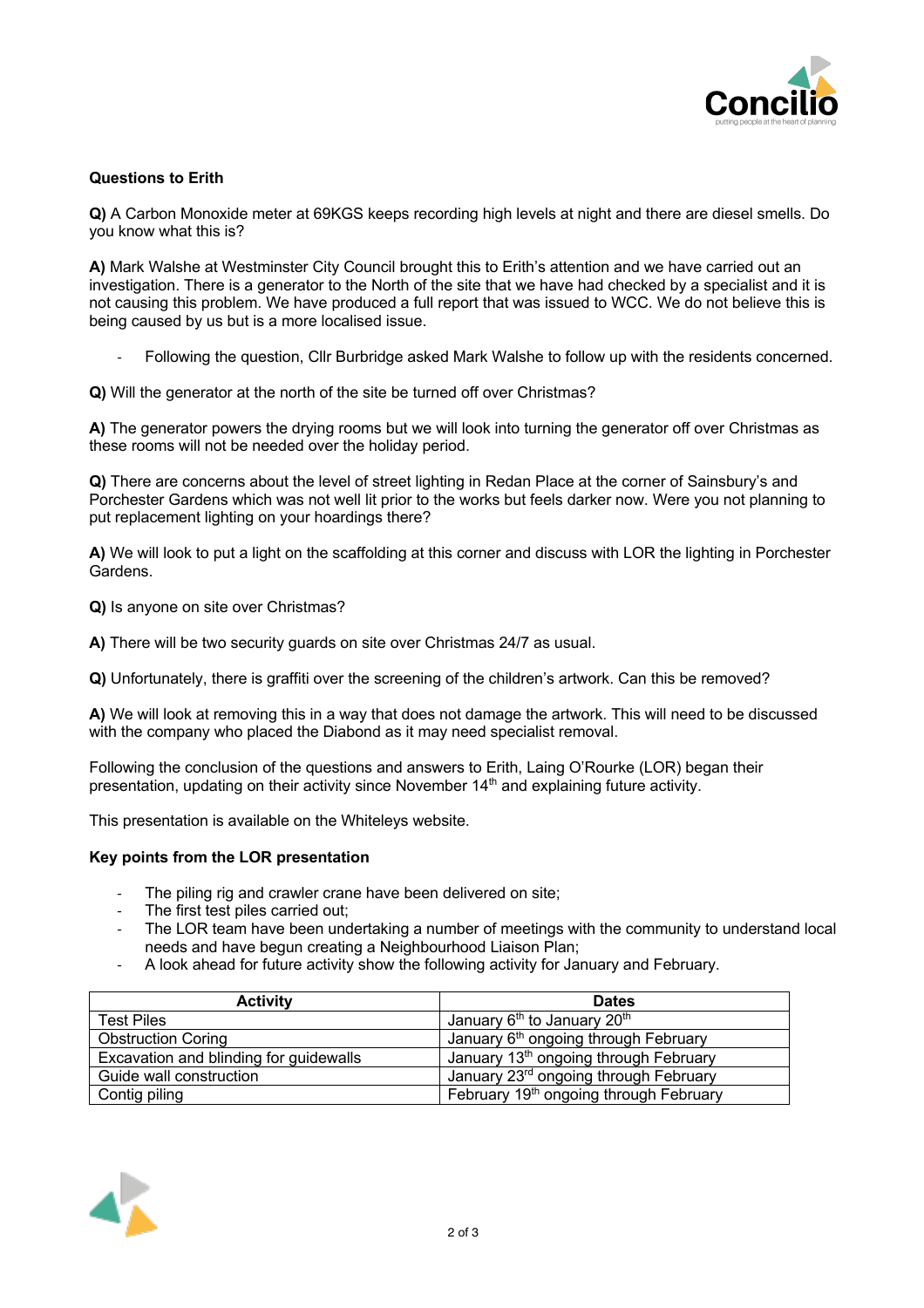**Questions to Erith**

**Q)** A Carbon Monoxide meter at 69KGS keeps recording high levels at night and there are diesel smells. Do you know what this is?

**A)** Mark Walshe at Westminster City Council brought this to Erith's attention and we have carried out an investigation. There is a generator to the North of the site that we have had checked by a specialist and it is not causing this problem. We have produced a full report that was issued to WCC. We do not believe this is being caused by us but is a more localised issue.

- Following the question, Cllr Burbridge asked Mark Walshe to follow up with the residents concerned.

**Q)** Will the generator at the north of the site be turned off over Christmas?

**A)** The generator powers the drying rooms but we will look into turning the generator off over Christmas as these rooms will not be needed over the holiday period.

**Q)** There are concerns about the level of street lighting in Redan Place at the corner of Sainsbury's and Porchester Gardens which was not well lit prior to the works but feels darker now. Were you not planning to put replacement lighting on your hoardings there?

**A)** We will look to put a light on the scaffolding at this corner and discuss with LOR the lighting in Porchester Gardens.

**Q)** Is anyone on site over Christmas?

**A)** There will be two security guards on site over Christmas 24/7 as usual.

**Q)** Unfortunately, there is graffiti over the screening of the children's artwork. Can this be removed?

**A)** We will look at removing this in a way that does not damage the artwork. This will need to be discussed with the company who placed the Diabond as it may need specialist removal.

Following the conclusion of the questions and answers to Erith, Laing O'Rourke (LOR) began their presentation, updating on their activity since November 14th and explaining future activity.

This presentation is available on the Whiteleys website.

**Key points from the LOR presentation**

- The piling rig and crawler crane have been delivered on site;
- The first test piles carried out;
- The LOR team have been undertaking a number of meetings with the community to understand local needs and have begun creating a Neighbourhood Liaison Plan;
- A look ahead for future activity show the following activity for January and February.

| Activity | Dates |
| --- | --- |
| Test Piles | January 6th to January 20th |
| Obstruction Coring | January 6th ongoing through February |
| Excavation and blinding for guidewalls | January 13th ongoing through February |
| Guide wall construction | January 23rd ongoing through February |
| Contig piling | February 19th ongoing through February |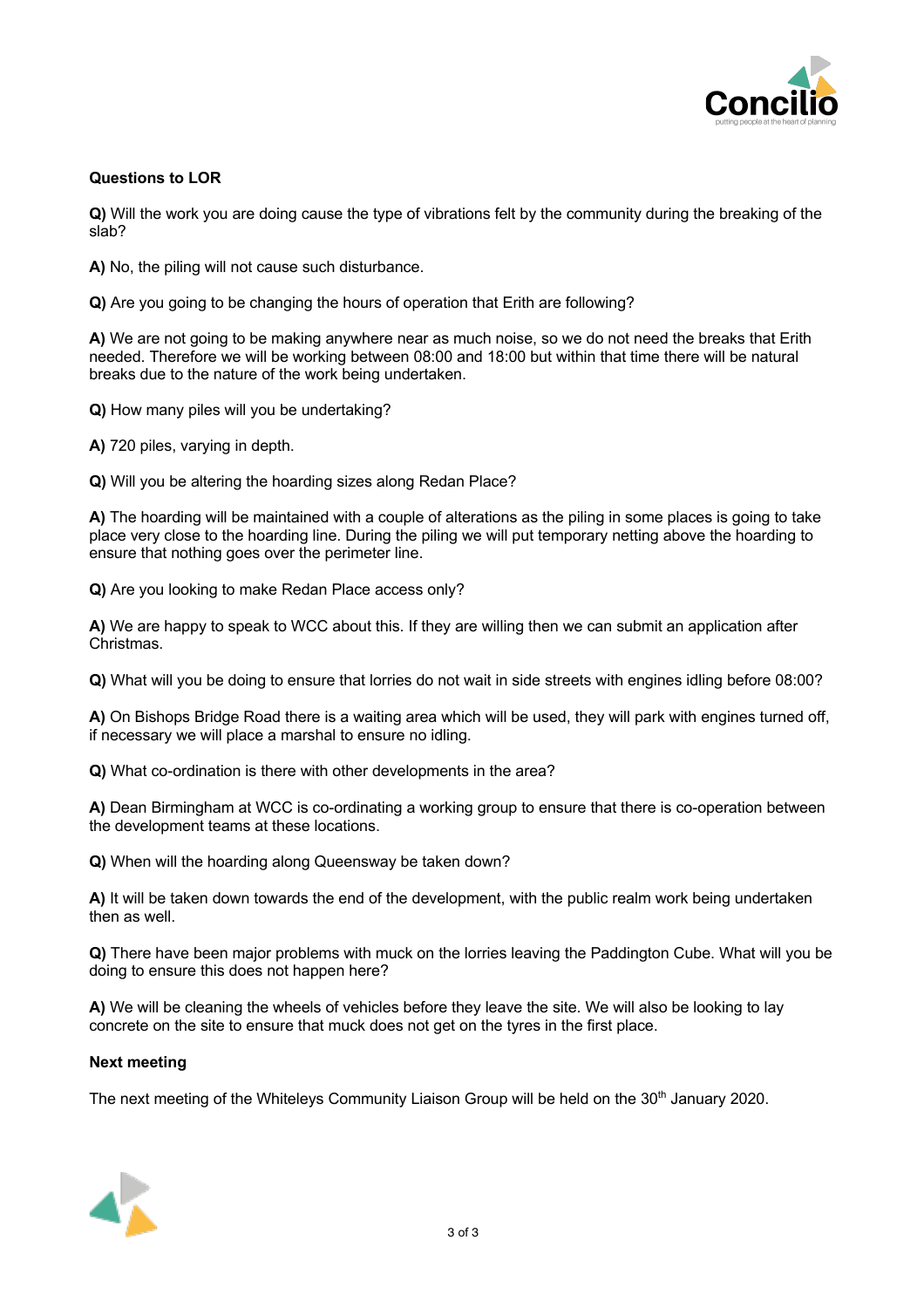**Questions to LOR**

**Q)** Will the work you are doing cause the type of vibrations felt by the community during the breaking of the slab?

**A)** No, the piling will not cause such disturbance.

**Q)** Are you going to be changing the hours of operation that Erith are following?

**A)** We are not going to be making anywhere near as much noise, so we do not need the breaks that Erith needed. Therefore we will be working between 08:00 and 18:00 but within that time there will be natural breaks due to the nature of the work being undertaken.

**Q)** How many piles will you be undertaking?

**A)** 720 piles, varying in depth.

**Q)** Will you be altering the hoarding sizes along Redan Place?

**A)** The hoarding will be maintained with a couple of alterations as the piling in some places is going to take place very close to the hoarding line. During the piling we will put temporary netting above the hoarding to ensure that nothing goes over the perimeter line.

**Q)** Are you looking to make Redan Place access only?

**A)** We are happy to speak to WCC about this. If they are willing then we can submit an application after Christmas.

**Q)** What will you be doing to ensure that lorries do not wait in side streets with engines idling before 08:00?

**A)** On Bishops Bridge Road there is a waiting area which will be used, they will park with engines turned off, if necessary we will place a marshal to ensure no idling.

**Q)** What co-ordination is there with other developments in the area?

**A)** Dean Birmingham at WCC is co-ordinating a working group to ensure that there is co-operation between the development teams at these locations.

**Q)** When will the hoarding along Queensway be taken down?

**A)** It will be taken down towards the end of the development, with the public realm work being undertaken then as well.

**Q)** There have been major problems with muck on the lorries leaving the Paddington Cube. What will you be doing to ensure this does not happen here?

**A)** We will be cleaning the wheels of vehicles before they leave the site. We will also be looking to lay concrete on the site to ensure that muck does not get on the tyres in the first place.

**Next meeting**

The next meeting of the Whiteleys Community Liaison Group will be held on the 30th January 2020.